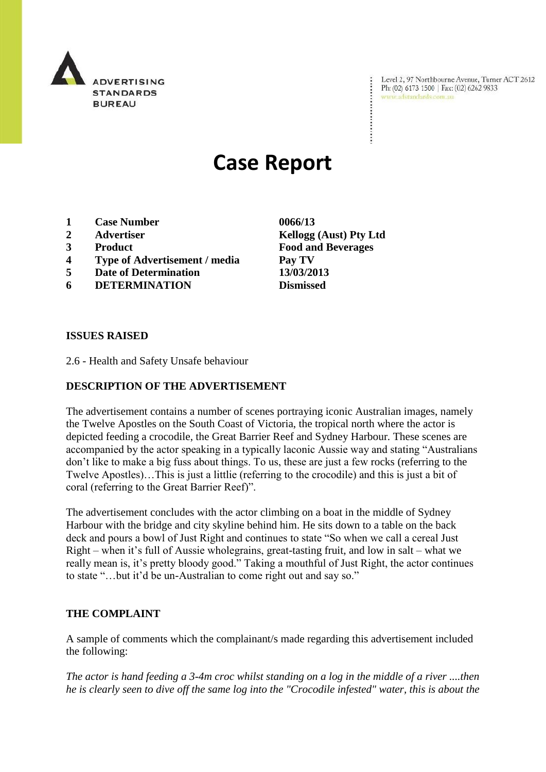ADVERTISING STANDARDS BUREAU

Level 2, 97 Northbourne Avenue, Turner ACT 2612
Ph: (02) 6173 1500 | Fax: (02) 6262 9833
www.adstandards.com.au

# Case Report

| | | |
|---|---|---|
| **1** | **Case Number** | **0066/13** |
| **2** | **Advertiser** | **Kellogg (Aust) Pty Ltd** |
| **3** | **Product** | **Food and Beverages** |
| **4** | **Type of Advertisement / media** | **Pay TV** |
| **5** | **Date of Determination** | **13/03/2013** |
| **6** | **DETERMINATION** | **Dismissed** |

**ISSUES RAISED**

2.6 - Health and Safety Unsafe behaviour

**DESCRIPTION OF THE ADVERTISEMENT**

The advertisement contains a number of scenes portraying iconic Australian images, namely the Twelve Apostles on the South Coast of Victoria, the tropical north where the actor is depicted feeding a crocodile, the Great Barrier Reef and Sydney Harbour. These scenes are accompanied by the actor speaking in a typically laconic Aussie way and stating "Australians don't like to make a big fuss about things. To us, these are just a few rocks (referring to the Twelve Apostles)…This is just a littlie (referring to the crocodile) and this is just a bit of coral (referring to the Great Barrier Reef)".

The advertisement concludes with the actor climbing on a boat in the middle of Sydney Harbour with the bridge and city skyline behind him. He sits down to a table on the back deck and pours a bowl of Just Right and continues to state "So when we call a cereal Just Right – when it's full of Aussie wholegrains, great-tasting fruit, and low in salt – what we really mean is, it's pretty bloody good." Taking a mouthful of Just Right, the actor continues to state "…but it'd be un-Australian to come right out and say so."

**THE COMPLAINT**

A sample of comments which the complainant/s made regarding this advertisement included the following:

*The actor is hand feeding a 3-4m croc whilst standing on a log in the middle of a river ....then he is clearly seen to dive off the same log into the "Crocodile infested" water, this is about the*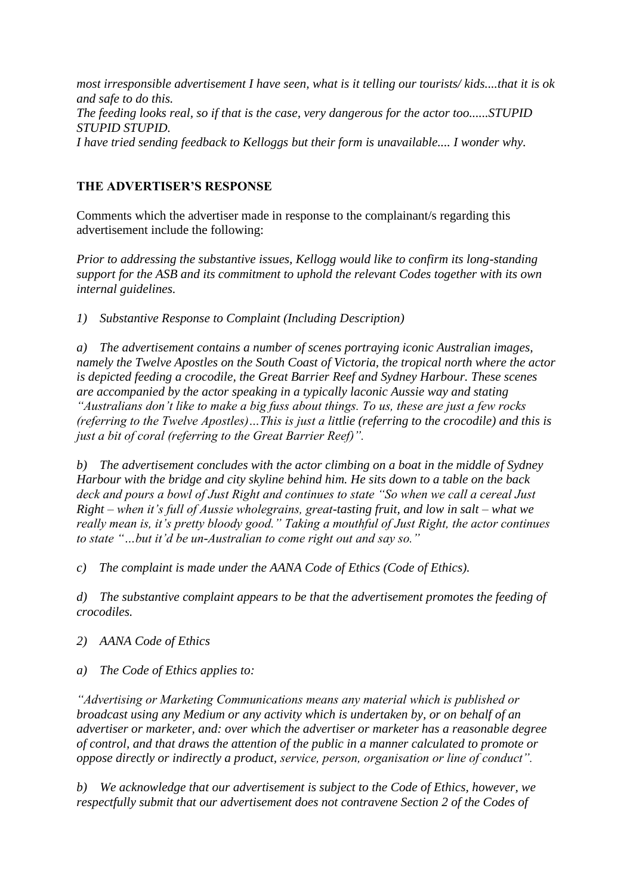*most irresponsible advertisement I have seen, what is it telling our tourists/ kids....that it is ok and safe to do this.*
*The feeding looks real, so if that is the case, very dangerous for the actor too......STUPID STUPID STUPID.*
*I have tried sending feedback to Kelloggs but their form is unavailable.... I wonder why.*

## THE ADVERTISER'S RESPONSE

Comments which the advertiser made in response to the complainant/s regarding this advertisement include the following:

*Prior to addressing the substantive issues, Kellogg would like to confirm its long-standing support for the ASB and its commitment to uphold the relevant Codes together with its own internal guidelines.*

*1) Substantive Response to Complaint (Including Description)*

*a) The advertisement contains a number of scenes portraying iconic Australian images, namely the Twelve Apostles on the South Coast of Victoria, the tropical north where the actor is depicted feeding a crocodile, the Great Barrier Reef and Sydney Harbour. These scenes are accompanied by the actor speaking in a typically laconic Aussie way and stating "Australians don't like to make a big fuss about things. To us, these are just a few rocks (referring to the Twelve Apostles)…This is just a littlie (referring to the crocodile) and this is just a bit of coral (referring to the Great Barrier Reef)".*

*b) The advertisement concludes with the actor climbing on a boat in the middle of Sydney Harbour with the bridge and city skyline behind him. He sits down to a table on the back deck and pours a bowl of Just Right and continues to state "So when we call a cereal Just Right – when it's full of Aussie wholegrains, great-tasting fruit, and low in salt – what we really mean is, it's pretty bloody good." Taking a mouthful of Just Right, the actor continues to state "…but it'd be un-Australian to come right out and say so."*

*c) The complaint is made under the AANA Code of Ethics (Code of Ethics).*

*d) The substantive complaint appears to be that the advertisement promotes the feeding of crocodiles.*

*2) AANA Code of Ethics*

*a) The Code of Ethics applies to:*

*"Advertising or Marketing Communications means any material which is published or broadcast using any Medium or any activity which is undertaken by, or on behalf of an advertiser or marketer, and: over which the advertiser or marketer has a reasonable degree of control, and that draws the attention of the public in a manner calculated to promote or oppose directly or indirectly a product, service, person, organisation or line of conduct".*

*b) We acknowledge that our advertisement is subject to the Code of Ethics, however, we respectfully submit that our advertisement does not contravene Section 2 of the Codes of*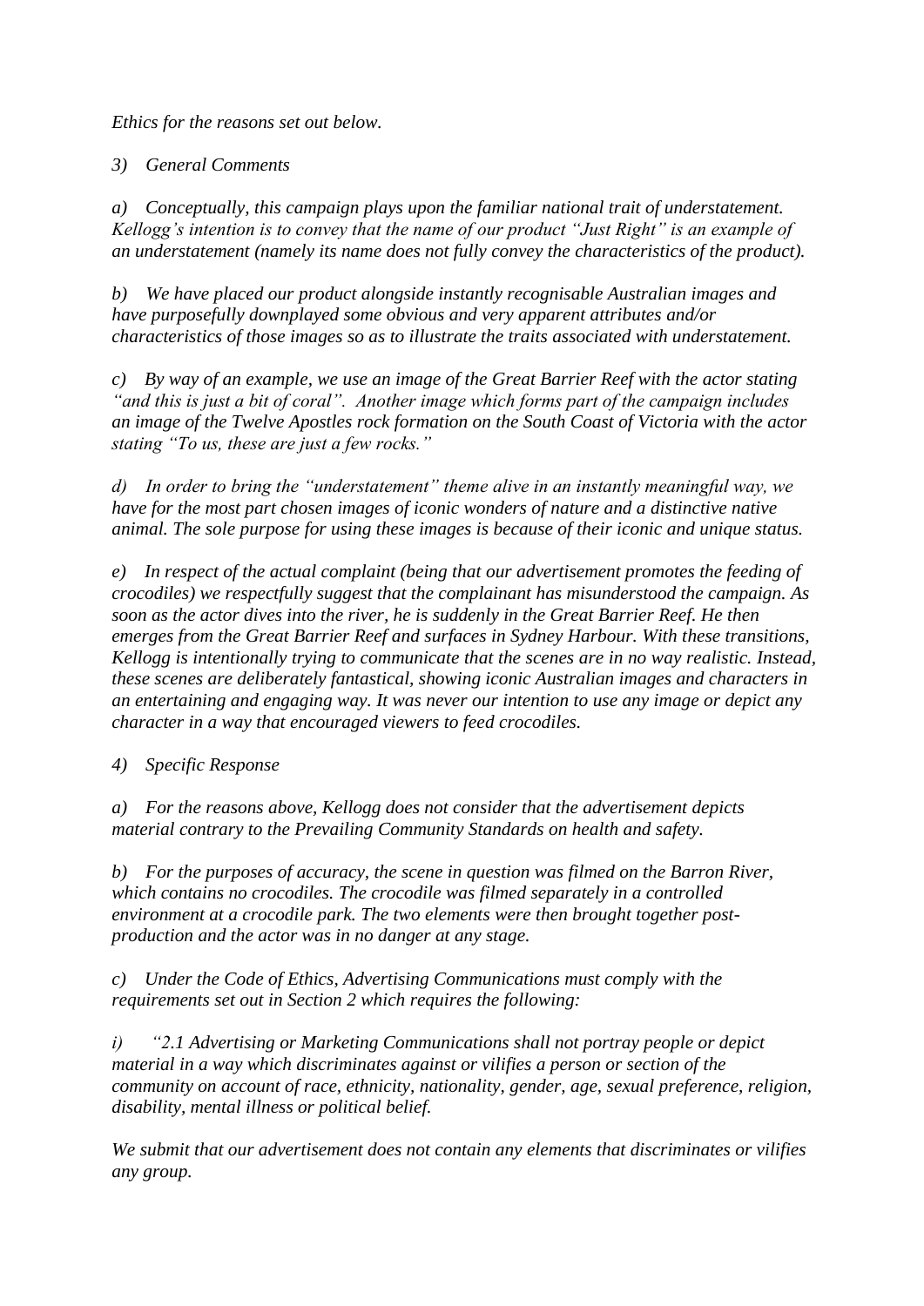*Ethics for the reasons set out below.*

*3) General Comments*

*a) Conceptually, this campaign plays upon the familiar national trait of understatement. Kellogg's intention is to convey that the name of our product "Just Right" is an example of an understatement (namely its name does not fully convey the characteristics of the product).*

*b) We have placed our product alongside instantly recognisable Australian images and have purposefully downplayed some obvious and very apparent attributes and/or characteristics of those images so as to illustrate the traits associated with understatement.*

*c) By way of an example, we use an image of the Great Barrier Reef with the actor stating "and this is just a bit of coral". Another image which forms part of the campaign includes an image of the Twelve Apostles rock formation on the South Coast of Victoria with the actor stating "To us, these are just a few rocks."*

*d) In order to bring the "understatement" theme alive in an instantly meaningful way, we have for the most part chosen images of iconic wonders of nature and a distinctive native animal. The sole purpose for using these images is because of their iconic and unique status.*

*e) In respect of the actual complaint (being that our advertisement promotes the feeding of crocodiles) we respectfully suggest that the complainant has misunderstood the campaign. As soon as the actor dives into the river, he is suddenly in the Great Barrier Reef. He then emerges from the Great Barrier Reef and surfaces in Sydney Harbour. With these transitions, Kellogg is intentionally trying to communicate that the scenes are in no way realistic. Instead, these scenes are deliberately fantastical, showing iconic Australian images and characters in an entertaining and engaging way. It was never our intention to use any image or depict any character in a way that encouraged viewers to feed crocodiles.*

*4) Specific Response*

*a) For the reasons above, Kellogg does not consider that the advertisement depicts material contrary to the Prevailing Community Standards on health and safety.*

*b) For the purposes of accuracy, the scene in question was filmed on the Barron River, which contains no crocodiles. The crocodile was filmed separately in a controlled environment at a crocodile park. The two elements were then brought together post-production and the actor was in no danger at any stage.*

*c) Under the Code of Ethics, Advertising Communications must comply with the requirements set out in Section 2 which requires the following:*

*i) "2.1 Advertising or Marketing Communications shall not portray people or depict material in a way which discriminates against or vilifies a person or section of the community on account of race, ethnicity, nationality, gender, age, sexual preference, religion, disability, mental illness or political belief.*

*We submit that our advertisement does not contain any elements that discriminates or vilifies any group.*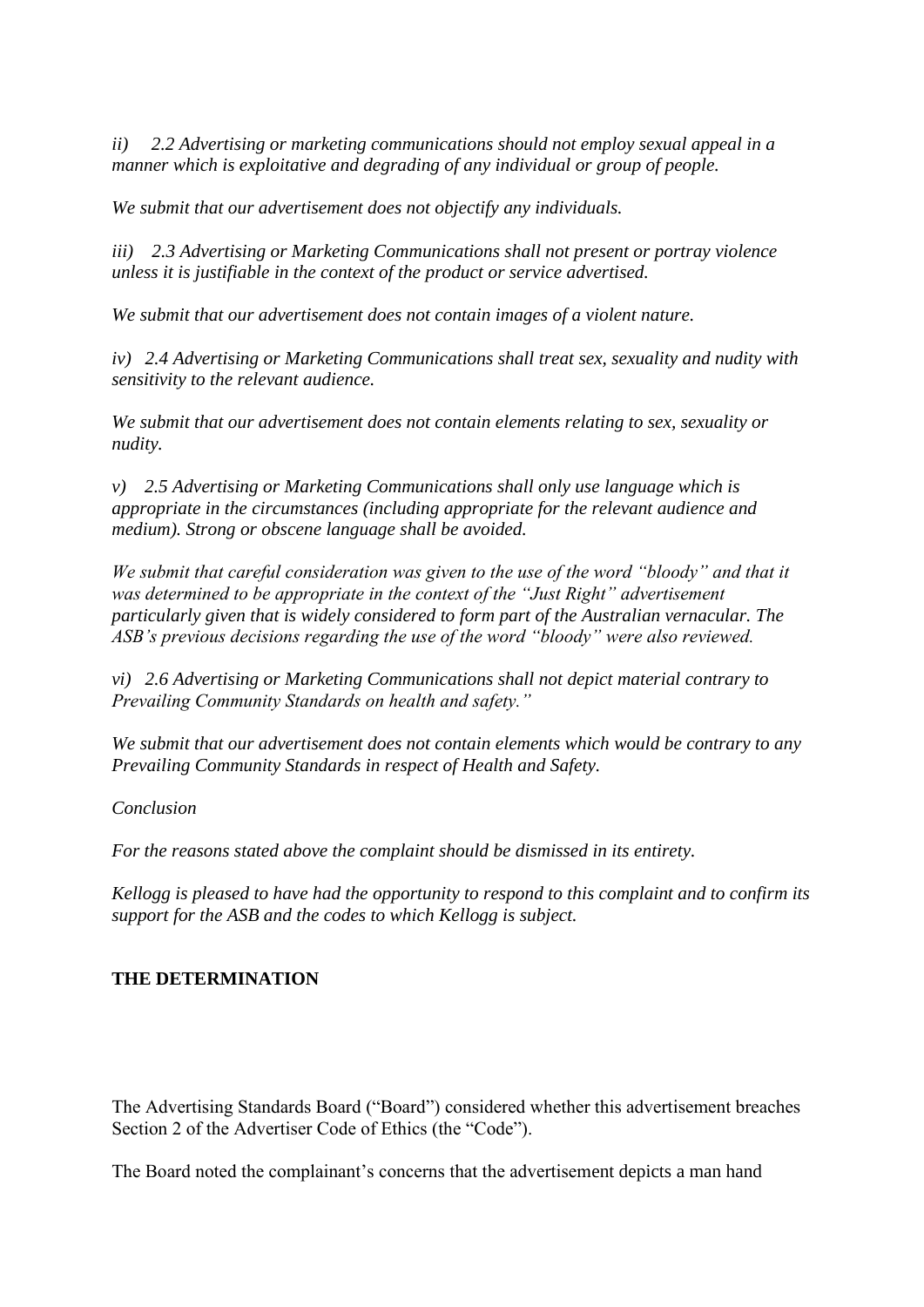*ii) 2.2 Advertising or marketing communications should not employ sexual appeal in a manner which is exploitative and degrading of any individual or group of people.*

*We submit that our advertisement does not objectify any individuals.*

*iii) 2.3 Advertising or Marketing Communications shall not present or portray violence unless it is justifiable in the context of the product or service advertised.*

*We submit that our advertisement does not contain images of a violent nature.*

*iv) 2.4 Advertising or Marketing Communications shall treat sex, sexuality and nudity with sensitivity to the relevant audience.*

*We submit that our advertisement does not contain elements relating to sex, sexuality or nudity.*

*v) 2.5 Advertising or Marketing Communications shall only use language which is appropriate in the circumstances (including appropriate for the relevant audience and medium). Strong or obscene language shall be avoided.*

*We submit that careful consideration was given to the use of the word "bloody" and that it was determined to be appropriate in the context of the "Just Right" advertisement particularly given that is widely considered to form part of the Australian vernacular. The ASB's previous decisions regarding the use of the word "bloody" were also reviewed.*

*vi) 2.6 Advertising or Marketing Communications shall not depict material contrary to Prevailing Community Standards on health and safety."*

*We submit that our advertisement does not contain elements which would be contrary to any Prevailing Community Standards in respect of Health and Safety.*

*Conclusion*

*For the reasons stated above the complaint should be dismissed in its entirety.*

*Kellogg is pleased to have had the opportunity to respond to this complaint and to confirm its support for the ASB and the codes to which Kellogg is subject.*

**THE DETERMINATION**

The Advertising Standards Board ("Board") considered whether this advertisement breaches Section 2 of the Advertiser Code of Ethics (the "Code").

The Board noted the complainant's concerns that the advertisement depicts a man hand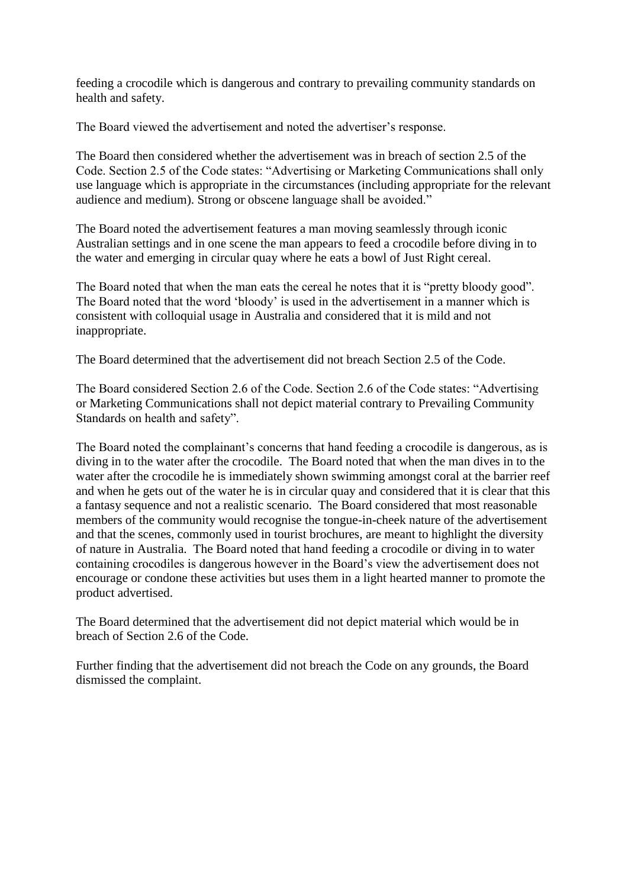feeding a crocodile which is dangerous and contrary to prevailing community standards on health and safety.

The Board viewed the advertisement and noted the advertiser's response.

The Board then considered whether the advertisement was in breach of section 2.5 of the Code. Section 2.5 of the Code states: "Advertising or Marketing Communications shall only use language which is appropriate in the circumstances (including appropriate for the relevant audience and medium). Strong or obscene language shall be avoided."

The Board noted the advertisement features a man moving seamlessly through iconic Australian settings and in one scene the man appears to feed a crocodile before diving in to the water and emerging in circular quay where he eats a bowl of Just Right cereal.

The Board noted that when the man eats the cereal he notes that it is "pretty bloody good". The Board noted that the word 'bloody' is used in the advertisement in a manner which is consistent with colloquial usage in Australia and considered that it is mild and not inappropriate.

The Board determined that the advertisement did not breach Section 2.5 of the Code.

The Board considered Section 2.6 of the Code. Section 2.6 of the Code states: "Advertising or Marketing Communications shall not depict material contrary to Prevailing Community Standards on health and safety".

The Board noted the complainant's concerns that hand feeding a crocodile is dangerous, as is diving in to the water after the crocodile. The Board noted that when the man dives in to the water after the crocodile he is immediately shown swimming amongst coral at the barrier reef and when he gets out of the water he is in circular quay and considered that it is clear that this a fantasy sequence and not a realistic scenario. The Board considered that most reasonable members of the community would recognise the tongue-in-cheek nature of the advertisement and that the scenes, commonly used in tourist brochures, are meant to highlight the diversity of nature in Australia. The Board noted that hand feeding a crocodile or diving in to water containing crocodiles is dangerous however in the Board's view the advertisement does not encourage or condone these activities but uses them in a light hearted manner to promote the product advertised.

The Board determined that the advertisement did not depict material which would be in breach of Section 2.6 of the Code.

Further finding that the advertisement did not breach the Code on any grounds, the Board dismissed the complaint.